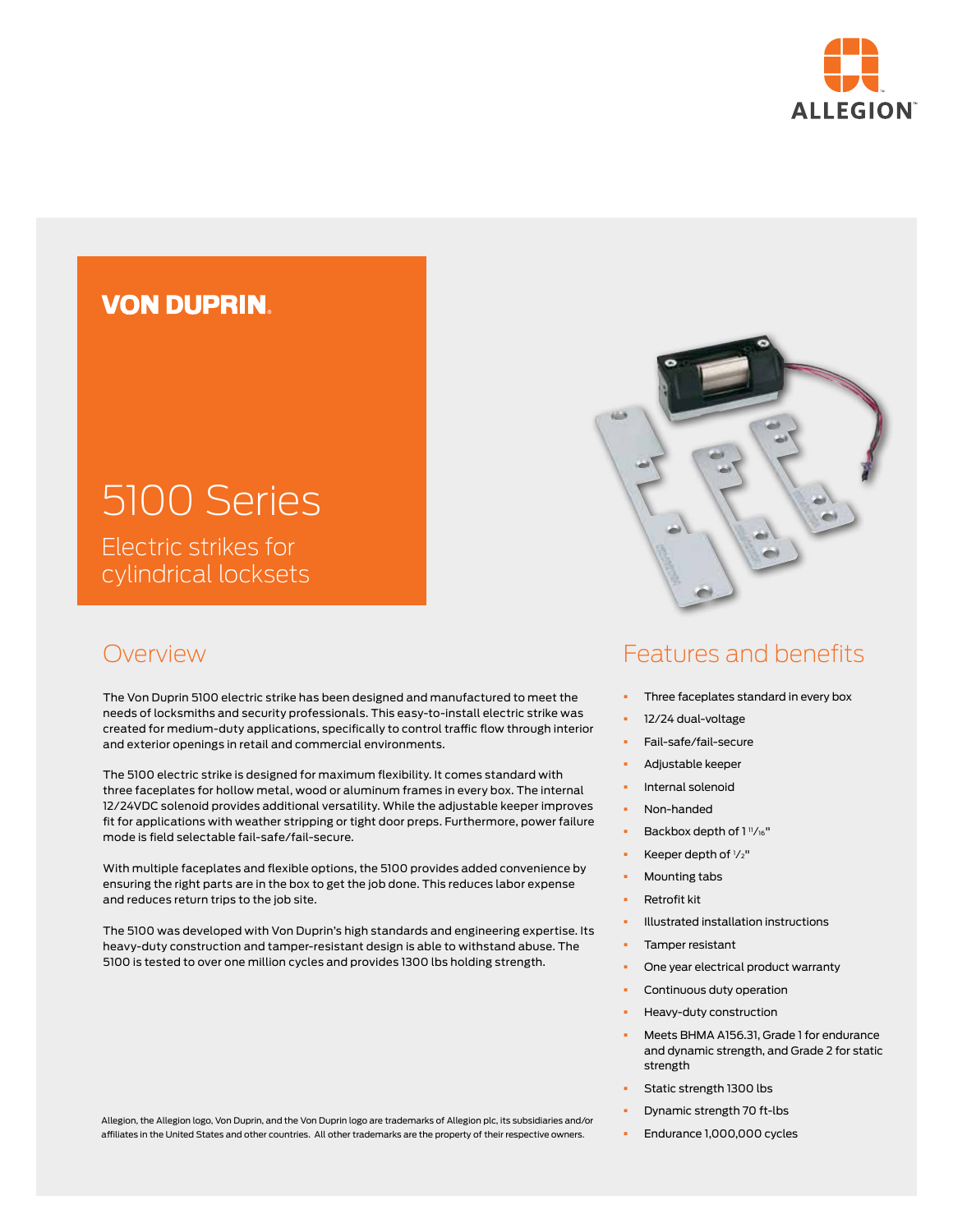ALLEGION

VON DUPRIN

# 5100 Series

Electric strikes for cylindrical locksets

## Overview

The Von Duprin 5100 electric strike has been designed and manufactured to meet the needs of locksmiths and security professionals. This easy-to-install electric strike was created for medium-duty applications, specifically to control traffic flow through interior and exterior openings in retail and commercial environments.

The 5100 electric strike is designed for maximum flexibility. It comes standard with three faceplates for hollow metal, wood or aluminum frames in every box. The internal 12/24VDC solenoid provides additional versatility. While the adjustable keeper improves fit for applications with weather stripping or tight door preps. Furthermore, power failure mode is field selectable fail-safe/fail-secure.

With multiple faceplates and flexible options, the 5100 provides added convenience by ensuring the right parts are in the box to get the job done. This reduces labor expense and reduces return trips to the job site.

The 5100 was developed with Von Duprin's high standards and engineering expertise. Its heavy-duty construction and tamper-resistant design is able to withstand abuse. The 5100 is tested to over one million cycles and provides 1300 lbs holding strength.

## Features and benefits

- Three faceplates standard in every box
- 12/24 dual-voltage
- Fail-safe/fail-secure
- Adjustable keeper
- Internal solenoid
- Non-handed
- Backbox depth of 1 11/16"
- Keeper depth of 1/2"
- Mounting tabs
- Retrofit kit
- Illustrated installation instructions
- Tamper resistant
- One year electrical product warranty
- Continuous duty operation
- Heavy-duty construction
- Meets BHMA A156.31, Grade 1 for endurance and dynamic strength, and Grade 2 for static strength
- Static strength 1300 lbs
- Dynamic strength 70 ft-lbs
- Endurance 1,000,000 cycles

Allegion, the Allegion logo, Von Duprin, and the Von Duprin logo are trademarks of Allegion plc, its subsidiaries and/or affiliates in the United States and other countries. All other trademarks are the property of their respective owners.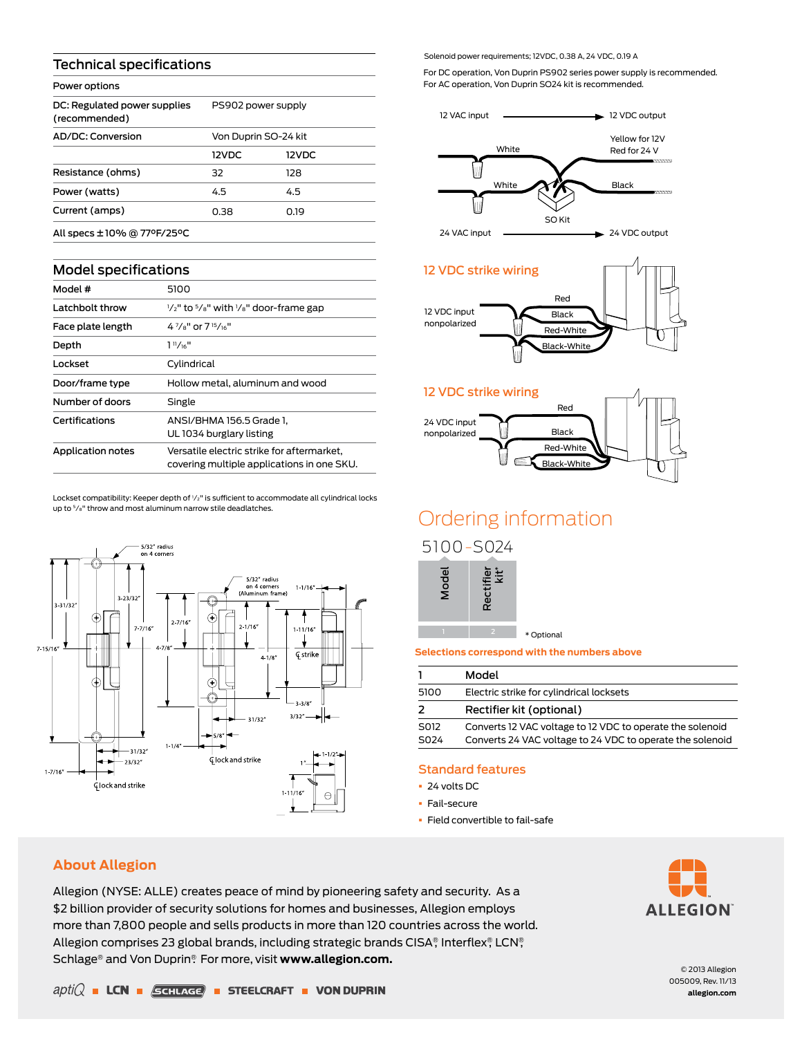## Technical specifications

| | | |
|---|---|---|
| **Power options** | | |
| DC: Regulated power supplies (recommended) | PS902 power supply | |
| AD/DC: Conversion | Von Duprin SO-24 kit | |
| | 12VDC | 12VDC |
| Resistance (ohms) | 32 | 128 |
| Power (watts) | 4.5 | 4.5 |
| Current (amps) | 0.38 | 0.19 |
| All specs ±10% @ 77ºF/25ºC | | |

## Model specifications

| | |
|---|---|
| Model # | 5100 |
| Latchbolt throw | 1/2" to 5/8" with 1/8" door-frame gap |
| Face plate length | 4 7/8" or 7 15/16" |
| Depth | 1 11/16" |
| Lockset | Cylindrical |
| Door/frame type | Hollow metal, aluminum and wood |
| Number of doors | Single |
| Certifications | ANSI/BHMA 156.5 Grade 1, UL 1034 burglary listing |
| Application notes | Versatile electric strike for aftermarket, covering multiple applications in one SKU. |

Lockset compatibility: Keeper depth of 1/2" is sufficient to accommodate all cylindrical locks up to 5/8" throw and most aluminum narrow stile deadlatches.

5/32" radius on 4 corners
3-31/32"
3-23/32"
7-7/16"
7-15/16"
31/32"
23/32"
1-7/16"
℄ lock and strike

5/32" radius on 4 corners (Aluminum frame)
2-7/16"
2-1/16"
4-7/8"
4-1/8"
31/32"
5/8"
1-1/4"
℄ lock and strike

1-1/16"
1-11/16"
℄ strike
3-3/8"
3/32"
1-1/2"
1"
1-11/16"

Solenoid power requirements; 12VDC, 0.38 A, 24 VDC, 0.19 A

For DC operation, Von Duprin PS902 series power supply is recommended.
For AC operation, Von Duprin SO24 kit is recommended.

12 VAC input → 12 VDC output
White
White
Yellow for 12V
Red for 24 V
Black
SO Kit
24 VAC input → 24 VDC output

### 12 VDC strike wiring

12 VDC input nonpolarized
Red
Black
Red-White
Black-White

### 12 VDC strike wiring

24 VDC input nonpolarized
Red
Black
Red-White
Black-White

## Ordering information

5100-S024

Model
Rectifier kit*
1
2
* Optional

**Selections correspond with the numbers above**

| | |
|---|---|
| **1** | **Model** |
| 5100 | Electric strike for cylindrical locksets |
| **2** | **Rectifier kit (optional)** |
| S012 | Converts 12 VAC voltage to 12 VDC to operate the solenoid |
| S024 | Converts 24 VAC voltage to 24 VDC to operate the solenoid |

### Standard features

- 24 volts DC
- Fail-secure
- Field convertible to fail-safe

## About Allegion

Allegion (NYSE: ALLE) creates peace of mind by pioneering safety and security. As a $2 billion provider of security solutions for homes and businesses, Allegion employs more than 7,800 people and sells products in more than 120 countries across the world. Allegion comprises 23 global brands, including strategic brands CISA®, Interflex®, LCN®, Schlage® and Von Duprin®. For more, visit **www.allegion.com.**

aptiQ ■ LCN ■ SCHLAGE ■ STEELCRAFT ■ VON DUPRIN

ALLEGION™

© 2013 Allegion
005009, Rev. 11/13
**allegion.com**